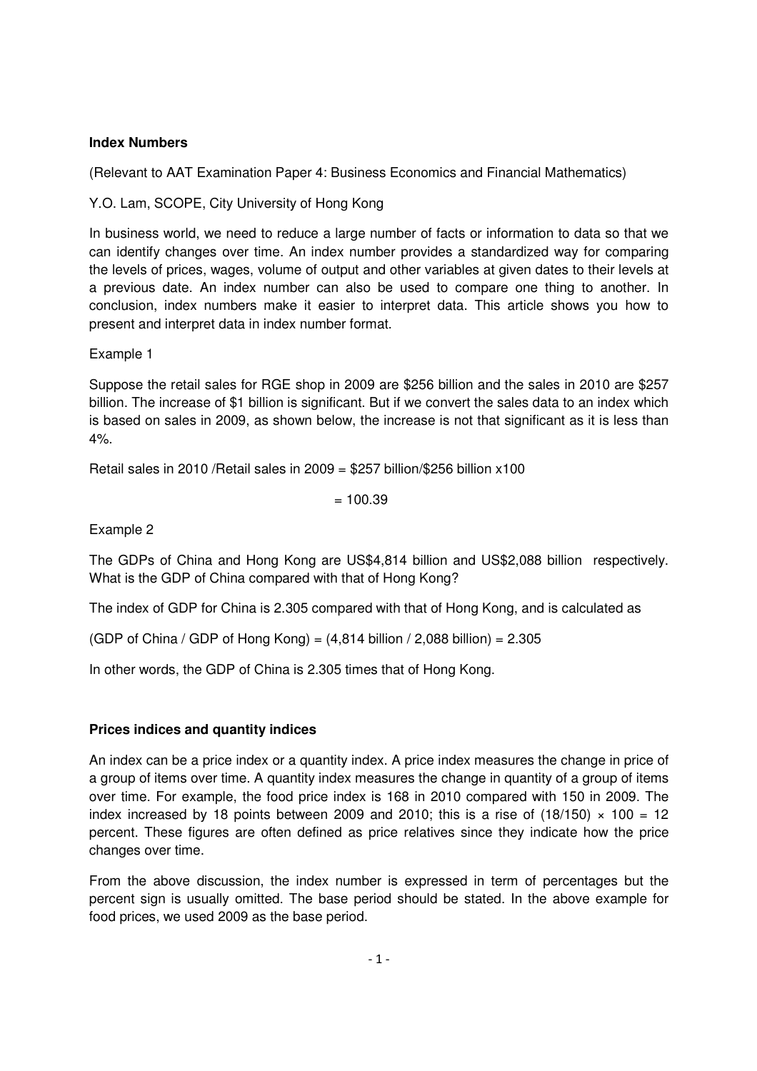**Index Numbers**

(Relevant to AAT Examination Paper 4: Business Economics and Financial Mathematics)

Y.O. Lam, SCOPE, City University of Hong Kong

In business world, we need to reduce a large number of facts or information to data so that we can identify changes over time. An index number provides a standardized way for comparing the levels of prices, wages, volume of output and other variables at given dates to their levels at a previous date. An index number can also be used to compare one thing to another. In conclusion, index numbers make it easier to interpret data. This article shows you how to present and interpret data in index number format.

Example 1

Suppose the retail sales for RGE shop in 2009 are \$256 billion and the sales in 2010 are \$257 billion. The increase of \$1 billion is significant. But if we convert the sales data to an index which is based on sales in 2009, as shown below, the increase is not that significant as it is less than 4%.

Retail sales in 2010 /Retail sales in 2009 = \$257 billion/\$256 billion x100

= 100.39

Example 2

The GDPs of China and Hong Kong are US\$4,814 billion and US\$2,088 billion respectively. What is the GDP of China compared with that of Hong Kong?

The index of GDP for China is 2.305 compared with that of Hong Kong, and is calculated as

(GDP of China / GDP of Hong Kong) = (4,814 billion / 2,088 billion) = 2.305

In other words, the GDP of China is 2.305 times that of Hong Kong.

**Prices indices and quantity indices**

An index can be a price index or a quantity index. A price index measures the change in price of a group of items over time. A quantity index measures the change in quantity of a group of items over time. For example, the food price index is 168 in 2010 compared with 150 in 2009. The index increased by 18 points between 2009 and 2010; this is a rise of $(18/150) \times 100 = 12$ percent. These figures are often defined as price relatives since they indicate how the price changes over time.

From the above discussion, the index number is expressed in term of percentages but the percent sign is usually omitted. The base period should be stated. In the above example for food prices, we used 2009 as the base period.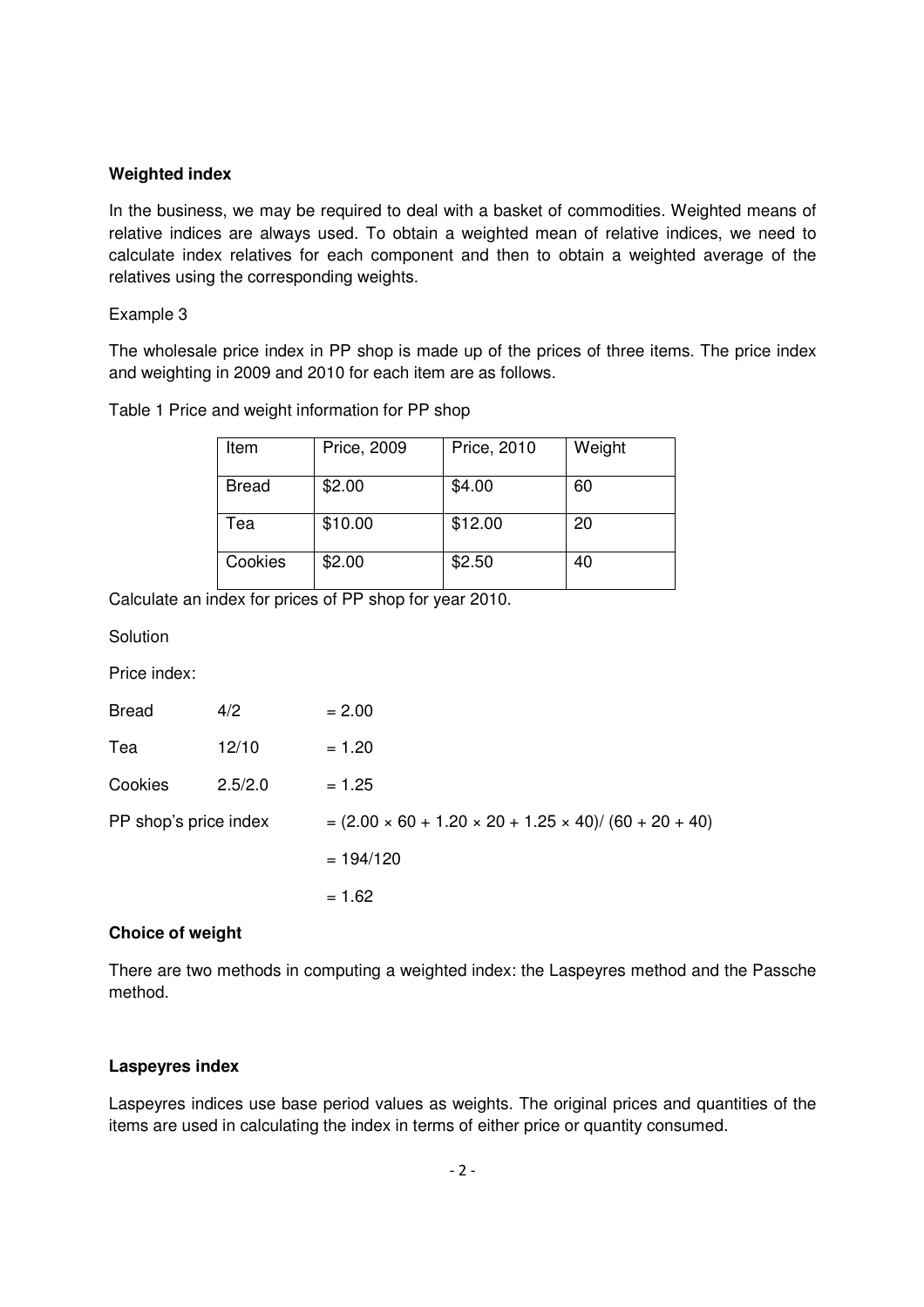**Weighted index**

In the business, we may be required to deal with a basket of commodities. Weighted means of relative indices are always used. To obtain a weighted mean of relative indices, we need to calculate index relatives for each component and then to obtain a weighted average of the relatives using the corresponding weights.

Example 3

The wholesale price index in PP shop is made up of the prices of three items. The price index and weighting in 2009 and 2010 for each item are as follows.

Table 1 Price and weight information for PP shop

| Item | Price, 2009 | Price, 2010 | Weight |
|---|---|---|---|
| Bread | $2.00 | $4.00 | 60 |
| Tea | $10.00 | $12.00 | 20 |
| Cookies | $2.00 | $2.50 | 40 |

Calculate an index for prices of PP shop for year 2010.

Solution

Price index:

| | | |
|---|---|---|
| Bread | 4/2 | = 2.00 |
| Tea | 12/10 | = 1.20 |
| Cookies | 2.5/2.0 | = 1.25 |

PP shop's price index $= (2.00 \times 60 + 1.20 \times 20 + 1.25 \times 40) / (60 + 20 + 40)$

$= 194/120$

$= 1.62$

**Choice of weight**

There are two methods in computing a weighted index: the Laspeyres method and the Passche method.

**Laspeyres index**

Laspeyres indices use base period values as weights. The original prices and quantities of the items are used in calculating the index in terms of either price or quantity consumed.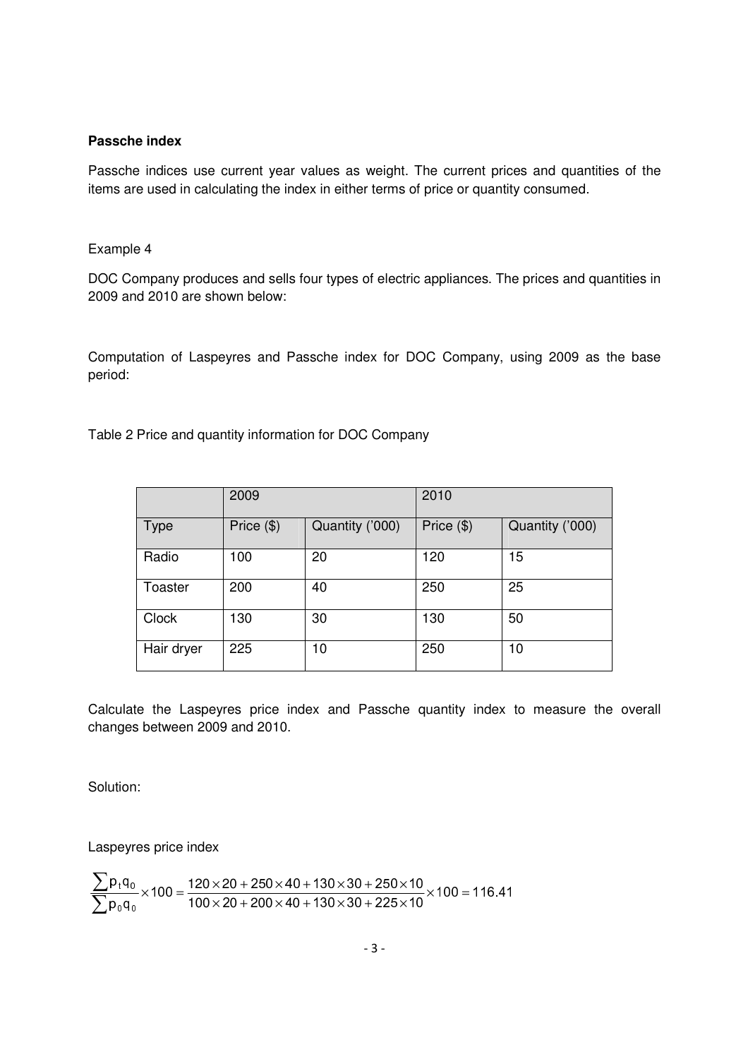**Passche index**

Passche indices use current year values as weight. The current prices and quantities of the items are used in calculating the index in either terms of price or quantity consumed.

Example 4

DOC Company produces and sells four types of electric appliances. The prices and quantities in 2009 and 2010 are shown below:

Computation of Laspeyres and Passche index for DOC Company, using 2009 as the base period:

Table 2 Price and quantity information for DOC Company

| | 2009 | | 2010 | |
|---|---|---|---|---|
| Type | Price ($) | Quantity ('000) | Price ($) | Quantity ('000) |
| Radio | 100 | 20 | 120 | 15 |
| Toaster | 200 | 40 | 250 | 25 |
| Clock | 130 | 30 | 130 | 50 |
| Hair dryer | 225 | 10 | 250 | 10 |

Calculate the Laspeyres price index and Passche quantity index to measure the overall changes between 2009 and 2010.

Solution:

Laspeyres price index

$$\frac{\sum p_t q_0}{\sum p_0 q_0} \times 100 = \frac{120 \times 20 + 250 \times 40 + 130 \times 30 + 250 \times 10}{100 \times 20 + 200 \times 40 + 130 \times 30 + 225 \times 10} \times 100 = 116.41$$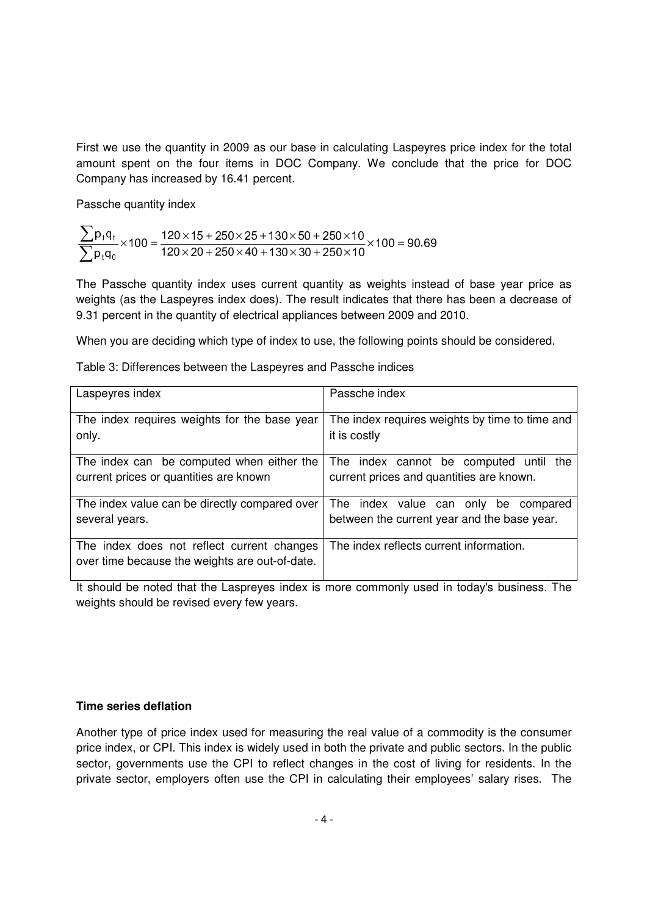First we use the quantity in 2009 as our base in calculating Laspeyres price index for the total amount spent on the four items in DOC Company. We conclude that the price for DOC Company has increased by 16.41 percent.

Passche quantity index

$$\frac{\sum p_t q_t}{\sum p_t q_0} \times 100 = \frac{120\times15 + 250\times25 + 130\times50 + 250\times10}{120\times20 + 250\times40 + 130\times30 + 250\times10} \times 100 = 90.69$$

The Passche quantity index uses current quantity as weights instead of base year price as weights (as the Laspeyres index does). The result indicates that there has been a decrease of 9.31 percent in the quantity of electrical appliances between 2009 and 2010.

When you are deciding which type of index to use, the following points should be considered.

Table 3: Differences between the Laspeyres and Passche indices

| Laspeyres index | Passche index |
|---|---|
| The index requires weights for the base year only. | The index requires weights by time to time and it is costly |
| The index can be computed when either the current prices or quantities are known | The index cannot be computed until the current prices and quantities are known. |
| The index value can be directly compared over several years. | The index value can only be compared between the current year and the base year. |
| The index does not reflect current changes over time because the weights are out-of-date. | The index reflects current information. |

It should be noted that the Laspreyes index is more commonly used in today's business. The weights should be revised every few years.

**Time series deflation**

Another type of price index used for measuring the real value of a commodity is the consumer price index, or CPI. This index is widely used in both the private and public sectors. In the public sector, governments use the CPI to reflect changes in the cost of living for residents. In the private sector, employers often use the CPI in calculating their employees' salary rises. The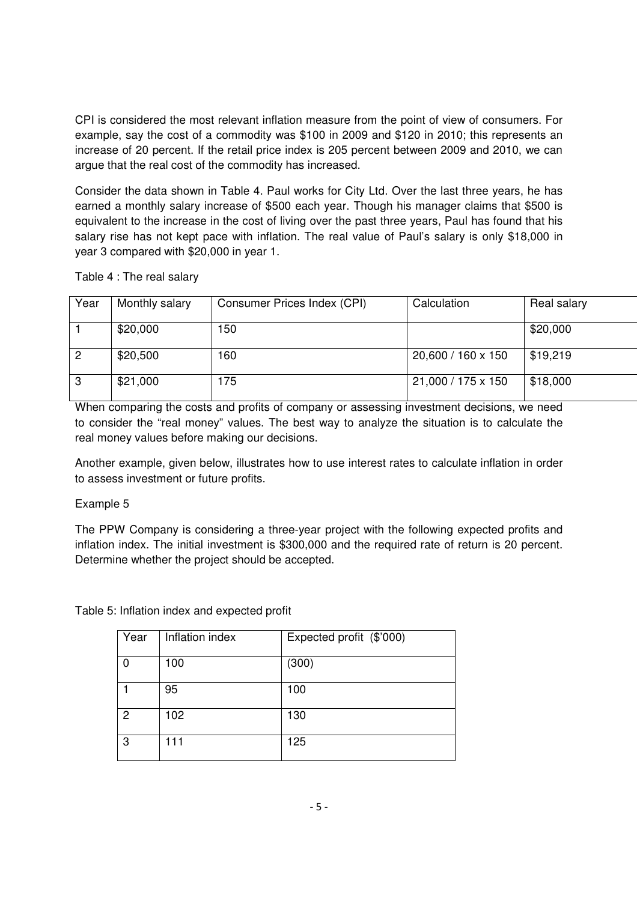CPI is considered the most relevant inflation measure from the point of view of consumers. For example, say the cost of a commodity was $100 in 2009 and $120 in 2010; this represents an increase of 20 percent. If the retail price index is 205 percent between 2009 and 2010, we can argue that the real cost of the commodity has increased.

Consider the data shown in Table 4. Paul works for City Ltd. Over the last three years, he has earned a monthly salary increase of $500 each year. Though his manager claims that $500 is equivalent to the increase in the cost of living over the past three years, Paul has found that his salary rise has not kept pace with inflation. The real value of Paul's salary is only $18,000 in year 3 compared with $20,000 in year 1.

Table 4 : The real salary

| Year | Monthly salary | Consumer Prices Index (CPI) | Calculation | Real salary |
|---|---|---|---|---|
| 1 | $20,000 | 150 | | $20,000 |
| 2 | $20,500 | 160 | 20,600 / 160 x 150 | $19,219 |
| 3 | $21,000 | 175 | 21,000 / 175 x 150 | $18,000 |

When comparing the costs and profits of company or assessing investment decisions, we need to consider the "real money" values. The best way to analyze the situation is to calculate the real money values before making our decisions.

Another example, given below, illustrates how to use interest rates to calculate inflation in order to assess investment or future profits.

Example 5

The PPW Company is considering a three-year project with the following expected profits and inflation index. The initial investment is $300,000 and the required rate of return is 20 percent. Determine whether the project should be accepted.

Table 5: Inflation index and expected profit

| Year | Inflation index | Expected profit ($'000) |
|---|---|---|
| 0 | 100 | (300) |
| 1 | 95 | 100 |
| 2 | 102 | 130 |
| 3 | 111 | 125 |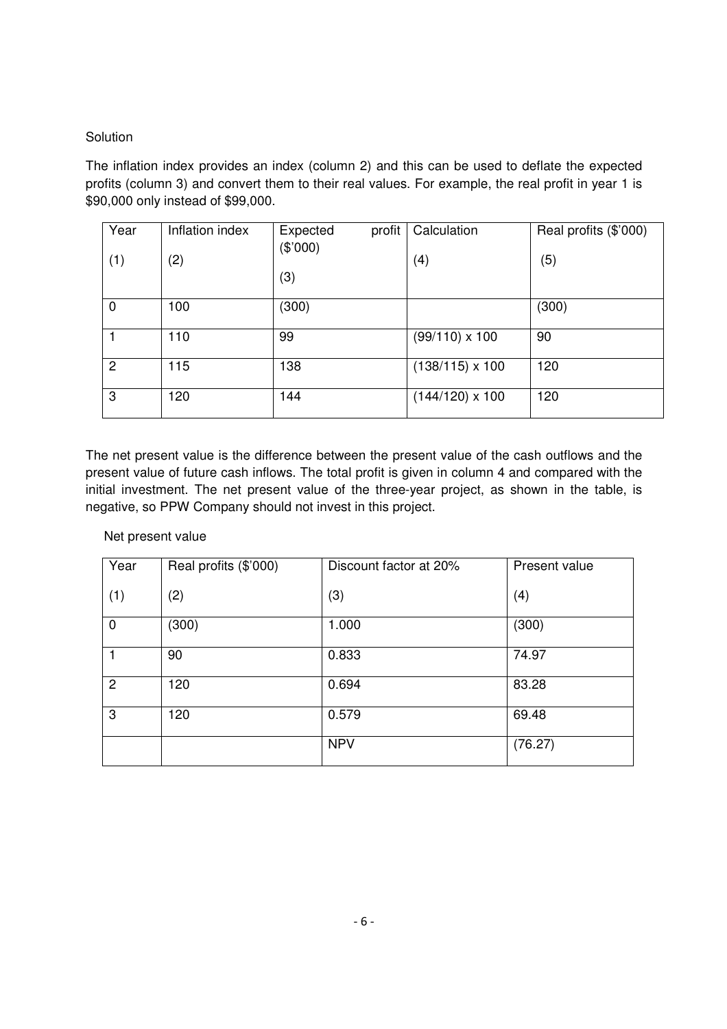Solution

The inflation index provides an index (column 2) and this can be used to deflate the expected profits (column 3) and convert them to their real values. For example, the real profit in year 1 is $90,000 only instead of $99,000.

| Year<br>(1) | Inflation index<br>(2) | Expected profit ($'000)<br>(3) | Calculation<br>(4) | Real profits ($'000)<br>(5) |
|---|---|---|---|---|
| 0 | 100 | (300) | | (300) |
| 1 | 110 | 99 | (99/110) x 100 | 90 |
| 2 | 115 | 138 | (138/115) x 100 | 120 |
| 3 | 120 | 144 | (144/120) x 100 | 120 |

The net present value is the difference between the present value of the cash outflows and the present value of future cash inflows. The total profit is given in column 4 and compared with the initial investment. The net present value of the three-year project, as shown in the table, is negative, so PPW Company should not invest in this project.

Net present value

| Year<br>(1) | Real profits ($'000)<br>(2) | Discount factor at 20%<br>(3) | Present value<br>(4) |
|---|---|---|---|
| 0 | (300) | 1.000 | (300) |
| 1 | 90 | 0.833 | 74.97 |
| 2 | 120 | 0.694 | 83.28 |
| 3 | 120 | 0.579 | 69.48 |
| | | NPV | (76.27) |